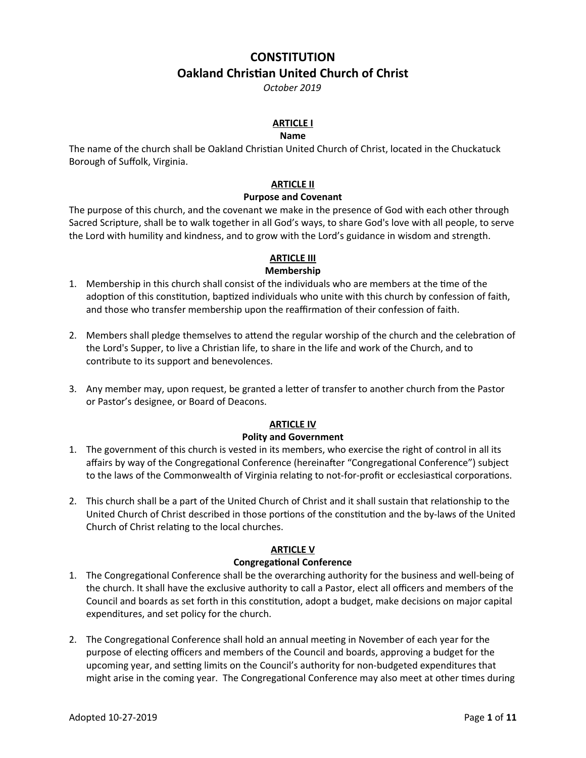# CONSTITUTION
# Oakland Christian United Church of Christ

*October 2019*

## ARTICLE I
### Name

The name of the church shall be Oakland Christian United Church of Christ, located in the Chuckatuck Borough of Suffolk, Virginia.

## ARTICLE II
### Purpose and Covenant

The purpose of this church, and the covenant we make in the presence of God with each other through Sacred Scripture, shall be to walk together in all God's ways, to share God's love with all people, to serve the Lord with humility and kindness, and to grow with the Lord's guidance in wisdom and strength.

## ARTICLE III
### Membership

1. Membership in this church shall consist of the individuals who are members at the time of the adoption of this constitution, baptized individuals who unite with this church by confession of faith, and those who transfer membership upon the reaffirmation of their confession of faith.

2. Members shall pledge themselves to attend the regular worship of the church and the celebration of the Lord's Supper, to live a Christian life, to share in the life and work of the Church, and to contribute to its support and benevolences.

3. Any member may, upon request, be granted a letter of transfer to another church from the Pastor or Pastor's designee, or Board of Deacons.

## ARTICLE IV
### Polity and Government

1. The government of this church is vested in its members, who exercise the right of control in all its affairs by way of the Congregational Conference (hereinafter "Congregational Conference") subject to the laws of the Commonwealth of Virginia relating to not-for-profit or ecclesiastical corporations.

2. This church shall be a part of the United Church of Christ and it shall sustain that relationship to the United Church of Christ described in those portions of the constitution and the by-laws of the United Church of Christ relating to the local churches.

## ARTICLE V
### Congregational Conference

1. The Congregational Conference shall be the overarching authority for the business and well-being of the church. It shall have the exclusive authority to call a Pastor, elect all officers and members of the Council and boards as set forth in this constitution, adopt a budget, make decisions on major capital expenditures, and set policy for the church.

2. The Congregational Conference shall hold an annual meeting in November of each year for the purpose of electing officers and members of the Council and boards, approving a budget for the upcoming year, and setting limits on the Council's authority for non-budgeted expenditures that might arise in the coming year. The Congregational Conference may also meet at other times during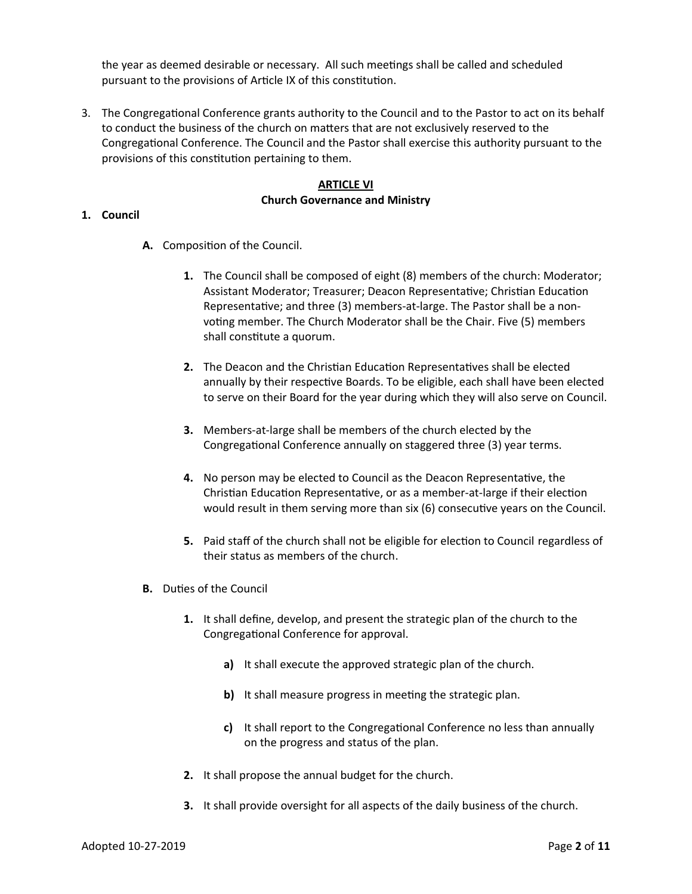the year as deemed desirable or necessary. All such meetings shall be called and scheduled pursuant to the provisions of Article IX of this constitution.

3. The Congregational Conference grants authority to the Council and to the Pastor to act on its behalf to conduct the business of the church on matters that are not exclusively reserved to the Congregational Conference. The Council and the Pastor shall exercise this authority pursuant to the provisions of this constitution pertaining to them.

## ARTICLE VI
### Church Governance and Ministry

**1. Council**

- **A.** Composition of the Council.
  - **1.** The Council shall be composed of eight (8) members of the church: Moderator; Assistant Moderator; Treasurer; Deacon Representative; Christian Education Representative; and three (3) members-at-large. The Pastor shall be a non-voting member. The Church Moderator shall be the Chair. Five (5) members shall constitute a quorum.
  - **2.** The Deacon and the Christian Education Representatives shall be elected annually by their respective Boards. To be eligible, each shall have been elected to serve on their Board for the year during which they will also serve on Council.
  - **3.** Members-at-large shall be members of the church elected by the Congregational Conference annually on staggered three (3) year terms.
  - **4.** No person may be elected to Council as the Deacon Representative, the Christian Education Representative, or as a member-at-large if their election would result in them serving more than six (6) consecutive years on the Council.
  - **5.** Paid staff of the church shall not be eligible for election to Council regardless of their status as members of the church.
- **B.** Duties of the Council
  - **1.** It shall define, develop, and present the strategic plan of the church to the Congregational Conference for approval.
    - **a)** It shall execute the approved strategic plan of the church.
    - **b)** It shall measure progress in meeting the strategic plan.
    - **c)** It shall report to the Congregational Conference no less than annually on the progress and status of the plan.
  - **2.** It shall propose the annual budget for the church.
  - **3.** It shall provide oversight for all aspects of the daily business of the church.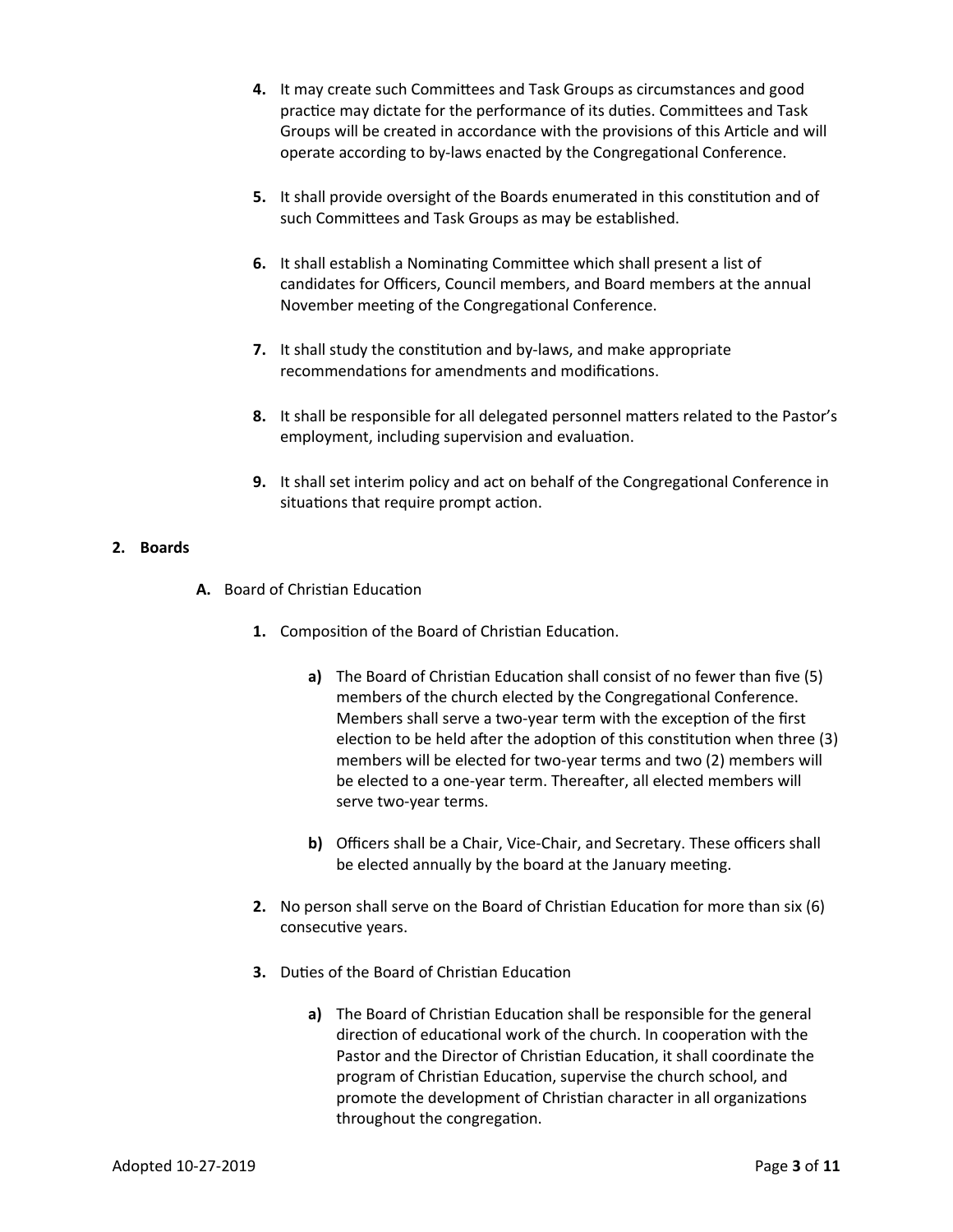4. It may create such Committees and Task Groups as circumstances and good practice may dictate for the performance of its duties. Committees and Task Groups will be created in accordance with the provisions of this Article and will operate according to by-laws enacted by the Congregational Conference.

5. It shall provide oversight of the Boards enumerated in this constitution and of such Committees and Task Groups as may be established.

6. It shall establish a Nominating Committee which shall present a list of candidates for Officers, Council members, and Board members at the annual November meeting of the Congregational Conference.

7. It shall study the constitution and by-laws, and make appropriate recommendations for amendments and modifications.

8. It shall be responsible for all delegated personnel matters related to the Pastor's employment, including supervision and evaluation.

9. It shall set interim policy and act on behalf of the Congregational Conference in situations that require prompt action.

## 2. Boards

**A.** Board of Christian Education

1. Composition of the Board of Christian Education.

   **a)** The Board of Christian Education shall consist of no fewer than five (5) members of the church elected by the Congregational Conference. Members shall serve a two-year term with the exception of the first election to be held after the adoption of this constitution when three (3) members will be elected for two-year terms and two (2) members will be elected to a one-year term. Thereafter, all elected members will serve two-year terms.

   **b)** Officers shall be a Chair, Vice-Chair, and Secretary. These officers shall be elected annually by the board at the January meeting.

2. No person shall serve on the Board of Christian Education for more than six (6) consecutive years.

3. Duties of the Board of Christian Education

   **a)** The Board of Christian Education shall be responsible for the general direction of educational work of the church. In cooperation with the Pastor and the Director of Christian Education, it shall coordinate the program of Christian Education, supervise the church school, and promote the development of Christian character in all organizations throughout the congregation.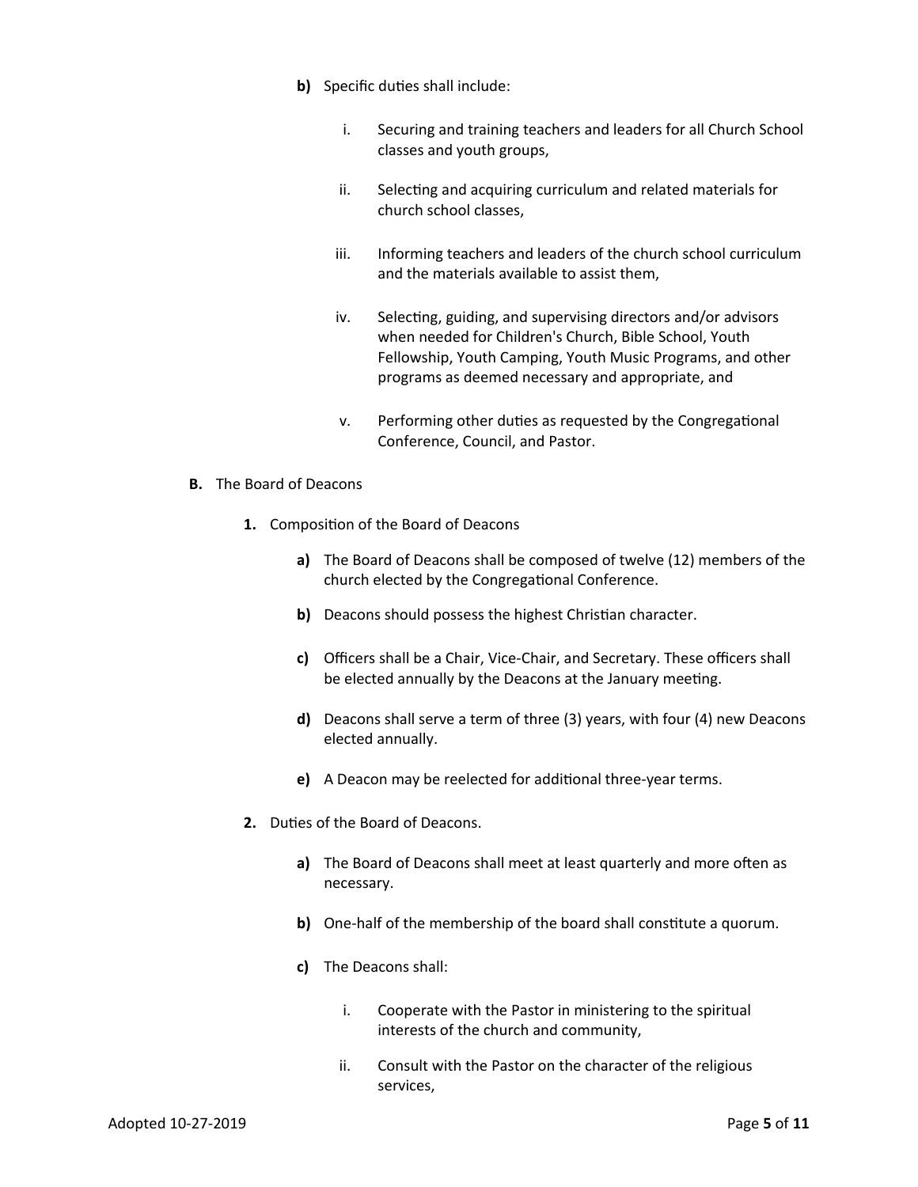**b)** Specific duties shall include:

i. Securing and training teachers and leaders for all Church School classes and youth groups,

ii. Selecting and acquiring curriculum and related materials for church school classes,

iii. Informing teachers and leaders of the church school curriculum and the materials available to assist them,

iv. Selecting, guiding, and supervising directors and/or advisors when needed for Children's Church, Bible School, Youth Fellowship, Youth Camping, Youth Music Programs, and other programs as deemed necessary and appropriate, and

v. Performing other duties as requested by the Congregational Conference, Council, and Pastor.

**B.** The Board of Deacons

**1.** Composition of the Board of Deacons

**a)** The Board of Deacons shall be composed of twelve (12) members of the church elected by the Congregational Conference.

**b)** Deacons should possess the highest Christian character.

**c)** Officers shall be a Chair, Vice-Chair, and Secretary. These officers shall be elected annually by the Deacons at the January meeting.

**d)** Deacons shall serve a term of three (3) years, with four (4) new Deacons elected annually.

**e)** A Deacon may be reelected for additional three-year terms.

**2.** Duties of the Board of Deacons.

**a)** The Board of Deacons shall meet at least quarterly and more often as necessary.

**b)** One-half of the membership of the board shall constitute a quorum.

**c)** The Deacons shall:

i. Cooperate with the Pastor in ministering to the spiritual interests of the church and community,

ii. Consult with the Pastor on the character of the religious services,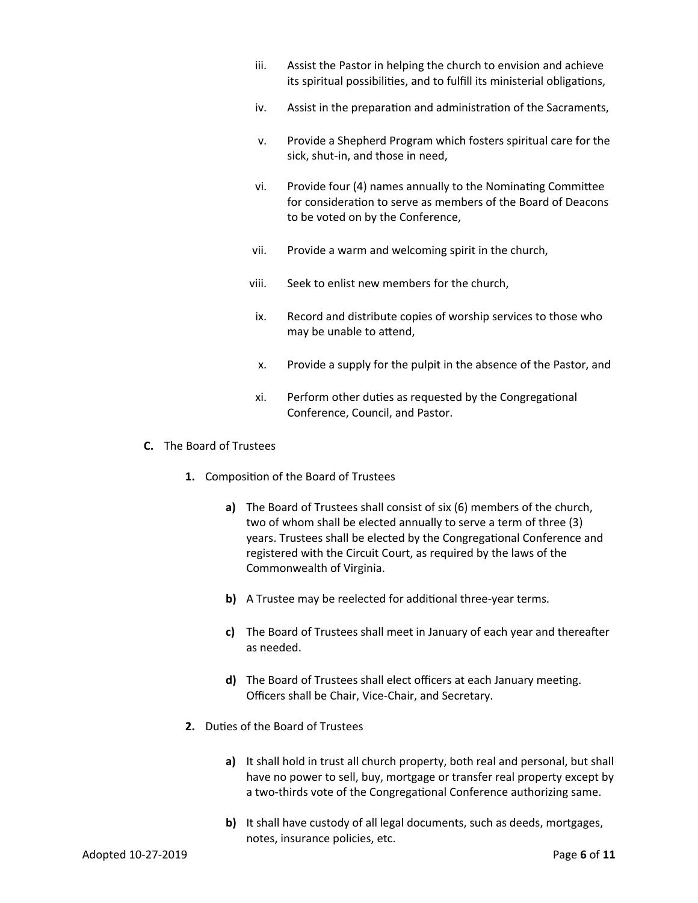iii. Assist the Pastor in helping the church to envision and achieve its spiritual possibilities, and to fulfill its ministerial obligations,

iv. Assist in the preparation and administration of the Sacraments,

v. Provide a Shepherd Program which fosters spiritual care for the sick, shut-in, and those in need,

vi. Provide four (4) names annually to the Nominating Committee for consideration to serve as members of the Board of Deacons to be voted on by the Conference,

vii. Provide a warm and welcoming spirit in the church,

viii. Seek to enlist new members for the church,

ix. Record and distribute copies of worship services to those who may be unable to attend,

x. Provide a supply for the pulpit in the absence of the Pastor, and

xi. Perform other duties as requested by the Congregational Conference, Council, and Pastor.

**C.** The Board of Trustees

**1.** Composition of the Board of Trustees

**a)** The Board of Trustees shall consist of six (6) members of the church, two of whom shall be elected annually to serve a term of three (3) years. Trustees shall be elected by the Congregational Conference and registered with the Circuit Court, as required by the laws of the Commonwealth of Virginia.

**b)** A Trustee may be reelected for additional three-year terms.

**c)** The Board of Trustees shall meet in January of each year and thereafter as needed.

**d)** The Board of Trustees shall elect officers at each January meeting. Officers shall be Chair, Vice-Chair, and Secretary.

**2.** Duties of the Board of Trustees

**a)** It shall hold in trust all church property, both real and personal, but shall have no power to sell, buy, mortgage or transfer real property except by a two-thirds vote of the Congregational Conference authorizing same.

**b)** It shall have custody of all legal documents, such as deeds, mortgages, notes, insurance policies, etc.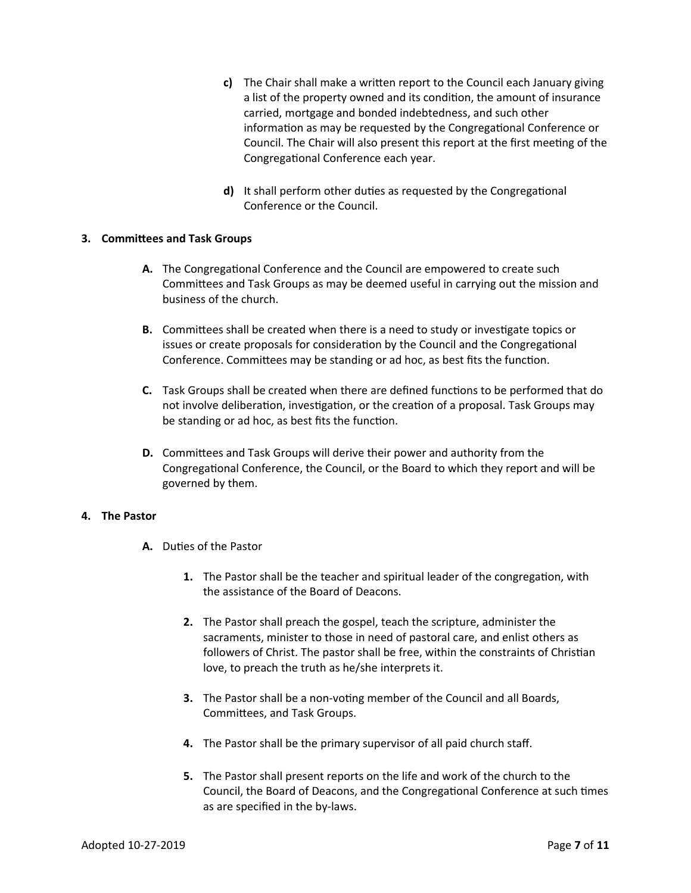**c)** The Chair shall make a written report to the Council each January giving a list of the property owned and its condition, the amount of insurance carried, mortgage and bonded indebtedness, and such other information as may be requested by the Congregational Conference or Council. The Chair will also present this report at the first meeting of the Congregational Conference each year.

**d)** It shall perform other duties as requested by the Congregational Conference or the Council.

## 3. Committees and Task Groups

**A.** The Congregational Conference and the Council are empowered to create such Committees and Task Groups as may be deemed useful in carrying out the mission and business of the church.

**B.** Committees shall be created when there is a need to study or investigate topics or issues or create proposals for consideration by the Council and the Congregational Conference. Committees may be standing or ad hoc, as best fits the function.

**C.** Task Groups shall be created when there are defined functions to be performed that do not involve deliberation, investigation, or the creation of a proposal. Task Groups may be standing or ad hoc, as best fits the function.

**D.** Committees and Task Groups will derive their power and authority from the Congregational Conference, the Council, or the Board to which they report and will be governed by them.

## 4. The Pastor

**A.** Duties of the Pastor

**1.** The Pastor shall be the teacher and spiritual leader of the congregation, with the assistance of the Board of Deacons.

**2.** The Pastor shall preach the gospel, teach the scripture, administer the sacraments, minister to those in need of pastoral care, and enlist others as followers of Christ. The pastor shall be free, within the constraints of Christian love, to preach the truth as he/she interprets it.

**3.** The Pastor shall be a non-voting member of the Council and all Boards, Committees, and Task Groups.

**4.** The Pastor shall be the primary supervisor of all paid church staff.

**5.** The Pastor shall present reports on the life and work of the church to the Council, the Board of Deacons, and the Congregational Conference at such times as are specified in the by-laws.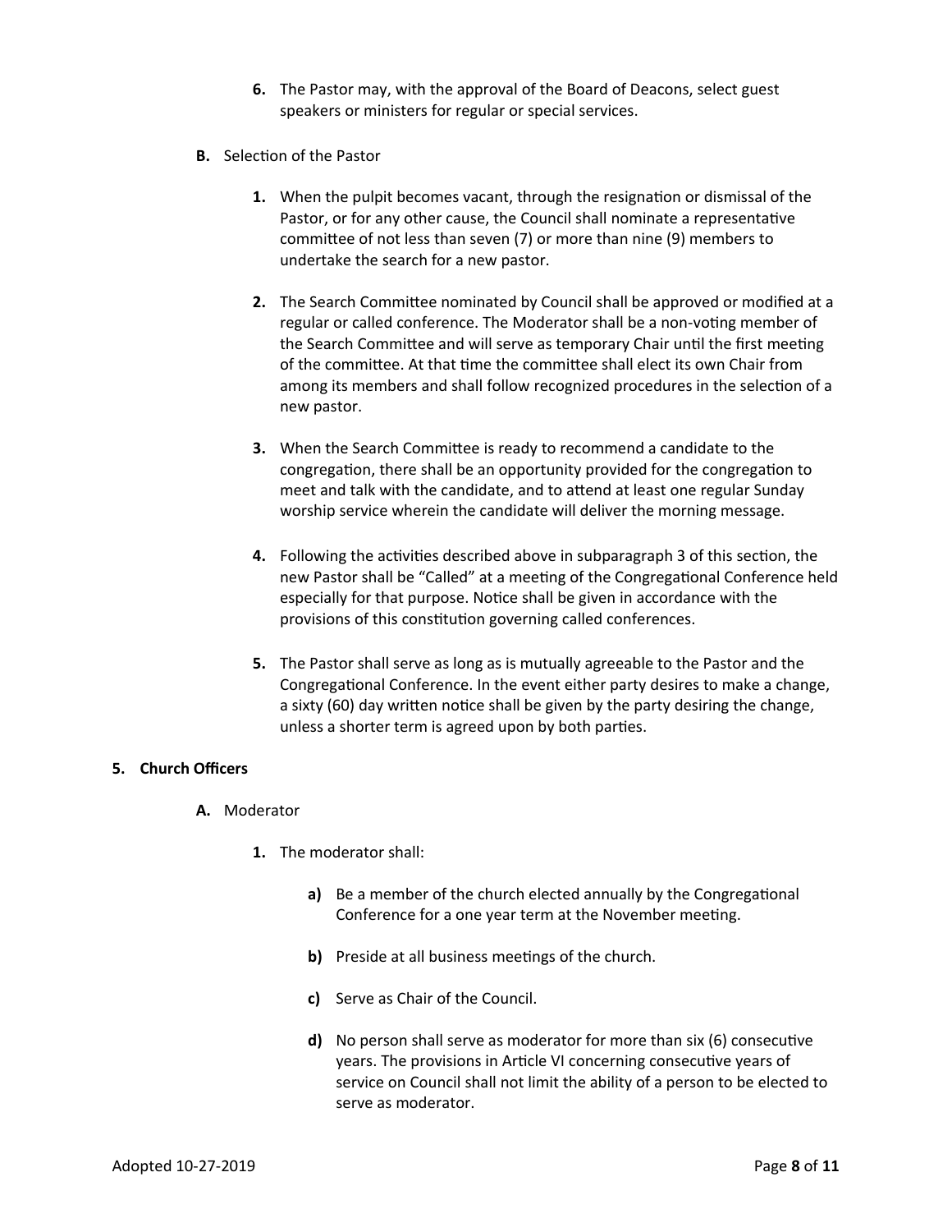6. The Pastor may, with the approval of the Board of Deacons, select guest speakers or ministers for regular or special services.

**B.** Selection of the Pastor

1. When the pulpit becomes vacant, through the resignation or dismissal of the Pastor, or for any other cause, the Council shall nominate a representative committee of not less than seven (7) or more than nine (9) members to undertake the search for a new pastor.

2. The Search Committee nominated by Council shall be approved or modified at a regular or called conference. The Moderator shall be a non-voting member of the Search Committee and will serve as temporary Chair until the first meeting of the committee. At that time the committee shall elect its own Chair from among its members and shall follow recognized procedures in the selection of a new pastor.

3. When the Search Committee is ready to recommend a candidate to the congregation, there shall be an opportunity provided for the congregation to meet and talk with the candidate, and to attend at least one regular Sunday worship service wherein the candidate will deliver the morning message.

4. Following the activities described above in subparagraph 3 of this section, the new Pastor shall be "Called" at a meeting of the Congregational Conference held especially for that purpose. Notice shall be given in accordance with the provisions of this constitution governing called conferences.

5. The Pastor shall serve as long as is mutually agreeable to the Pastor and the Congregational Conference. In the event either party desires to make a change, a sixty (60) day written notice shall be given by the party desiring the change, unless a shorter term is agreed upon by both parties.

## 5. Church Officers

**A.** Moderator

1. The moderator shall:

   **a)** Be a member of the church elected annually by the Congregational Conference for a one year term at the November meeting.

   **b)** Preside at all business meetings of the church.

   **c)** Serve as Chair of the Council.

   **d)** No person shall serve as moderator for more than six (6) consecutive years. The provisions in Article VI concerning consecutive years of service on Council shall not limit the ability of a person to be elected to serve as moderator.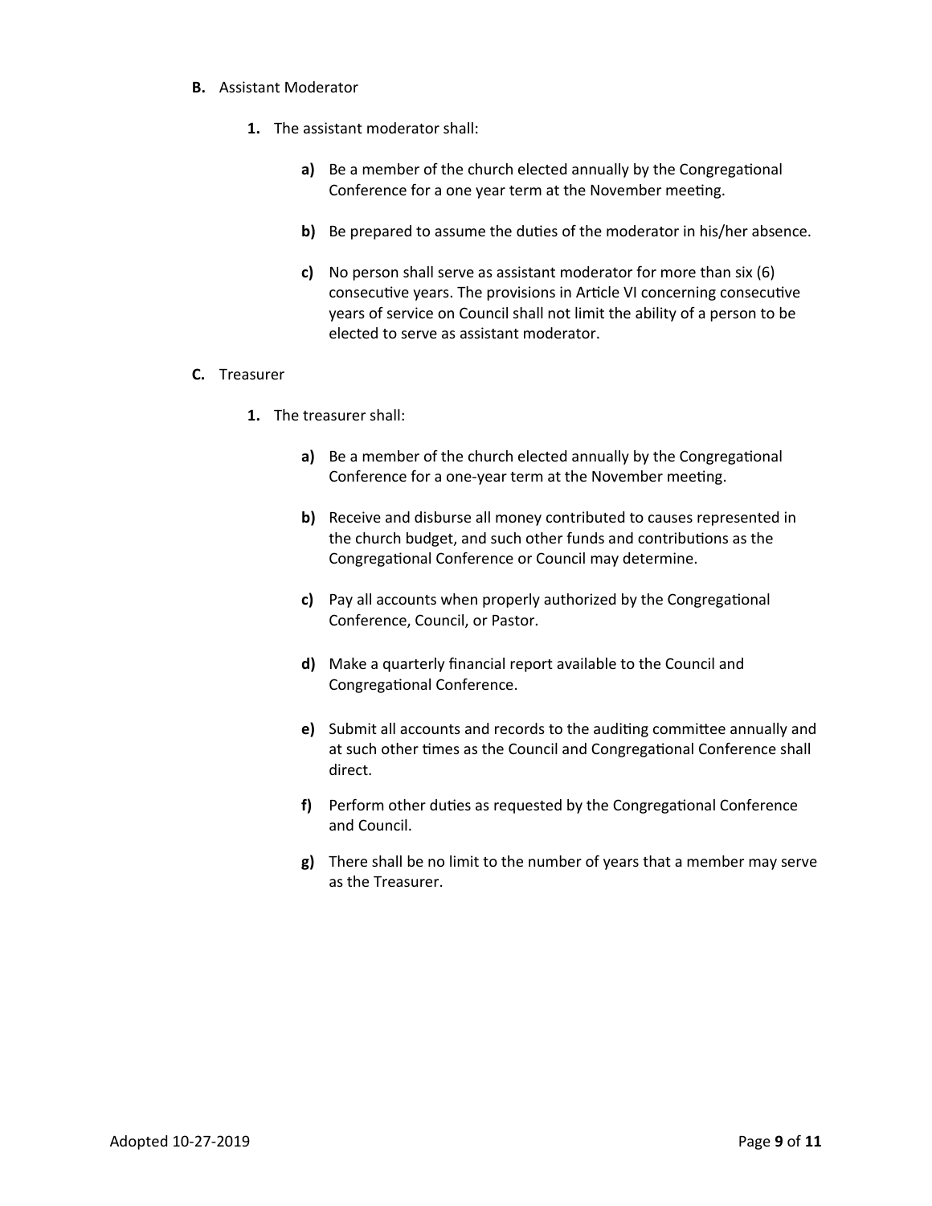**B.** Assistant Moderator

**1.** The assistant moderator shall:

**a)** Be a member of the church elected annually by the Congregational Conference for a one year term at the November meeting.

**b)** Be prepared to assume the duties of the moderator in his/her absence.

**c)** No person shall serve as assistant moderator for more than six (6) consecutive years. The provisions in Article VI concerning consecutive years of service on Council shall not limit the ability of a person to be elected to serve as assistant moderator.

**C.** Treasurer

**1.** The treasurer shall:

**a)** Be a member of the church elected annually by the Congregational Conference for a one-year term at the November meeting.

**b)** Receive and disburse all money contributed to causes represented in the church budget, and such other funds and contributions as the Congregational Conference or Council may determine.

**c)** Pay all accounts when properly authorized by the Congregational Conference, Council, or Pastor.

**d)** Make a quarterly financial report available to the Council and Congregational Conference.

**e)** Submit all accounts and records to the auditing committee annually and at such other times as the Council and Congregational Conference shall direct.

**f)** Perform other duties as requested by the Congregational Conference and Council.

**g)** There shall be no limit to the number of years that a member may serve as the Treasurer.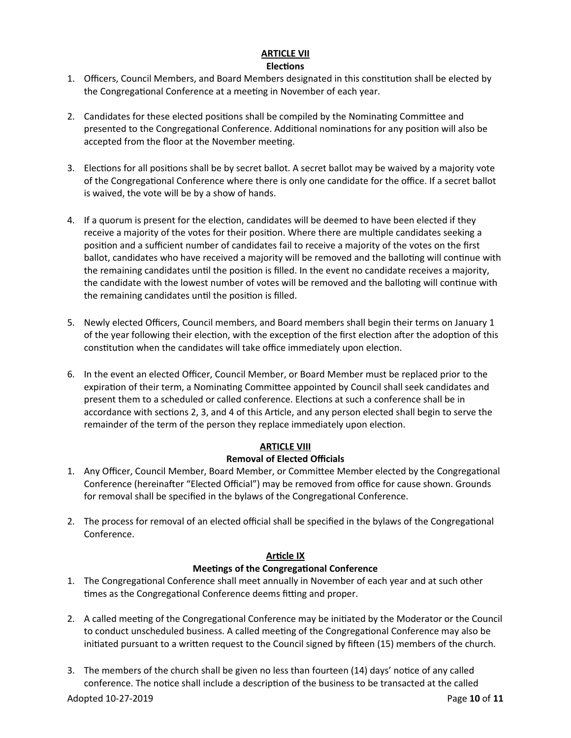## ARTICLE VII

### Elections

1. Officers, Council Members, and Board Members designated in this constitution shall be elected by the Congregational Conference at a meeting in November of each year.

2. Candidates for these elected positions shall be compiled by the Nominating Committee and presented to the Congregational Conference. Additional nominations for any position will also be accepted from the floor at the November meeting.

3. Elections for all positions shall be by secret ballot. A secret ballot may be waived by a majority vote of the Congregational Conference where there is only one candidate for the office. If a secret ballot is waived, the vote will be by a show of hands.

4. If a quorum is present for the election, candidates will be deemed to have been elected if they receive a majority of the votes for their position. Where there are multiple candidates seeking a position and a sufficient number of candidates fail to receive a majority of the votes on the first ballot, candidates who have received a majority will be removed and the balloting will continue with the remaining candidates until the position is filled. In the event no candidate receives a majority, the candidate with the lowest number of votes will be removed and the balloting will continue with the remaining candidates until the position is filled.

5. Newly elected Officers, Council members, and Board members shall begin their terms on January 1 of the year following their election, with the exception of the first election after the adoption of this constitution when the candidates will take office immediately upon election.

6. In the event an elected Officer, Council Member, or Board Member must be replaced prior to the expiration of their term, a Nominating Committee appointed by Council shall seek candidates and present them to a scheduled or called conference. Elections at such a conference shall be in accordance with sections 2, 3, and 4 of this Article, and any person elected shall begin to serve the remainder of the term of the person they replace immediately upon election.

## ARTICLE VIII

### Removal of Elected Officials

1. Any Officer, Council Member, Board Member, or Committee Member elected by the Congregational Conference (hereinafter "Elected Official") may be removed from office for cause shown. Grounds for removal shall be specified in the bylaws of the Congregational Conference.

2. The process for removal of an elected official shall be specified in the bylaws of the Congregational Conference.

## Article IX

### Meetings of the Congregational Conference

1. The Congregational Conference shall meet annually in November of each year and at such other times as the Congregational Conference deems fitting and proper.

2. A called meeting of the Congregational Conference may be initiated by the Moderator or the Council to conduct unscheduled business. A called meeting of the Congregational Conference may also be initiated pursuant to a written request to the Council signed by fifteen (15) members of the church.

3. The members of the church shall be given no less than fourteen (14) days' notice of any called conference. The notice shall include a description of the business to be transacted at the called

Adopted 10-27-2019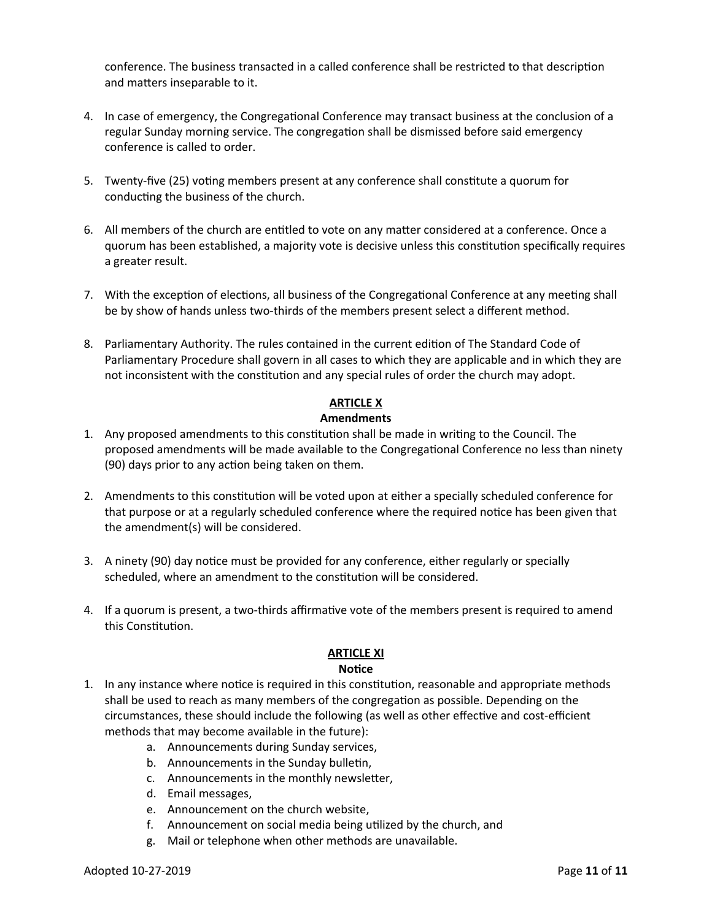conference. The business transacted in a called conference shall be restricted to that description and matters inseparable to it.

4. In case of emergency, the Congregational Conference may transact business at the conclusion of a regular Sunday morning service. The congregation shall be dismissed before said emergency conference is called to order.

5. Twenty-five (25) voting members present at any conference shall constitute a quorum for conducting the business of the church.

6. All members of the church are entitled to vote on any matter considered at a conference. Once a quorum has been established, a majority vote is decisive unless this constitution specifically requires a greater result.

7. With the exception of elections, all business of the Congregational Conference at any meeting shall be by show of hands unless two-thirds of the members present select a different method.

8. Parliamentary Authority. The rules contained in the current edition of The Standard Code of Parliamentary Procedure shall govern in all cases to which they are applicable and in which they are not inconsistent with the constitution and any special rules of order the church may adopt.

## ARTICLE X
## Amendments

1. Any proposed amendments to this constitution shall be made in writing to the Council. The proposed amendments will be made available to the Congregational Conference no less than ninety (90) days prior to any action being taken on them.

2. Amendments to this constitution will be voted upon at either a specially scheduled conference for that purpose or at a regularly scheduled conference where the required notice has been given that the amendment(s) will be considered.

3. A ninety (90) day notice must be provided for any conference, either regularly or specially scheduled, where an amendment to the constitution will be considered.

4. If a quorum is present, a two-thirds affirmative vote of the members present is required to amend this Constitution.

## ARTICLE XI
## Notice

1. In any instance where notice is required in this constitution, reasonable and appropriate methods shall be used to reach as many members of the congregation as possible. Depending on the circumstances, these should include the following (as well as other effective and cost-efficient methods that may become available in the future):
    a. Announcements during Sunday services,
    b. Announcements in the Sunday bulletin,
    c. Announcements in the monthly newsletter,
    d. Email messages,
    e. Announcement on the church website,
    f. Announcement on social media being utilized by the church, and
    g. Mail or telephone when other methods are unavailable.

Adopted 10-27-2019